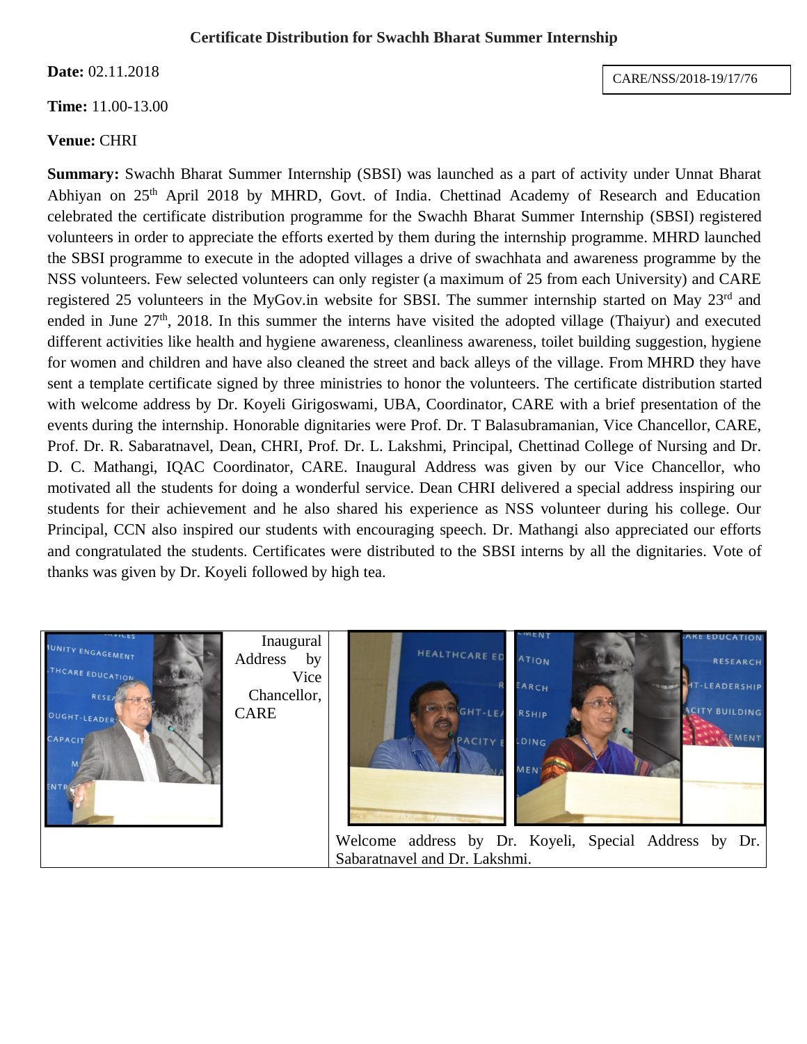**Certificate Distribution for Swachh Bharat Summer Internship**

CARE/NSS/2018-19/17/76

**Date:** 02.11.2018

**Time:** 11.00-13.00

**Venue:** CHRI

**Summary:** Swachh Bharat Summer Internship (SBSI) was launched as a part of activity under Unnat Bharat Abhiyan on 25th April 2018 by MHRD, Govt. of India. Chettinad Academy of Research and Education celebrated the certificate distribution programme for the Swachh Bharat Summer Internship (SBSI) registered volunteers in order to appreciate the efforts exerted by them during the internship programme. MHRD launched the SBSI programme to execute in the adopted villages a drive of swachhata and awareness programme by the NSS volunteers. Few selected volunteers can only register (a maximum of 25 from each University) and CARE registered 25 volunteers in the MyGov.in website for SBSI. The summer internship started on May 23rd and ended in June 27th, 2018. In this summer the interns have visited the adopted village (Thaiyur) and executed different activities like health and hygiene awareness, cleanliness awareness, toilet building suggestion, hygiene for women and children and have also cleaned the street and back alleys of the village. From MHRD they have sent a template certificate signed by three ministries to honor the volunteers. The certificate distribution started with welcome address by Dr. Koyeli Girigoswami, UBA, Coordinator, CARE with a brief presentation of the events during the internship. Honorable dignitaries were Prof. Dr. T Balasubramanian, Vice Chancellor, CARE, Prof. Dr. R. Sabaratnavel, Dean, CHRI, Prof. Dr. L. Lakshmi, Principal, Chettinad College of Nursing and Dr. D. C. Mathangi, IQAC Coordinator, CARE. Inaugural Address was given by our Vice Chancellor, who motivated all the students for doing a wonderful service. Dean CHRI delivered a special address inspiring our students for their achievement and he also shared his experience as NSS volunteer during his college. Our Principal, CCN also inspired our students with encouraging speech. Dr. Mathangi also appreciated our efforts and congratulated the students. Certificates were distributed to the SBSI interns by all the dignitaries. Vote of thanks was given by Dr. Koyeli followed by high tea.

Inaugural Address by Vice Chancellor, CARE

Welcome address by Dr. Koyeli, Special Address by Dr. Sabaratnavel and Dr. Lakshmi.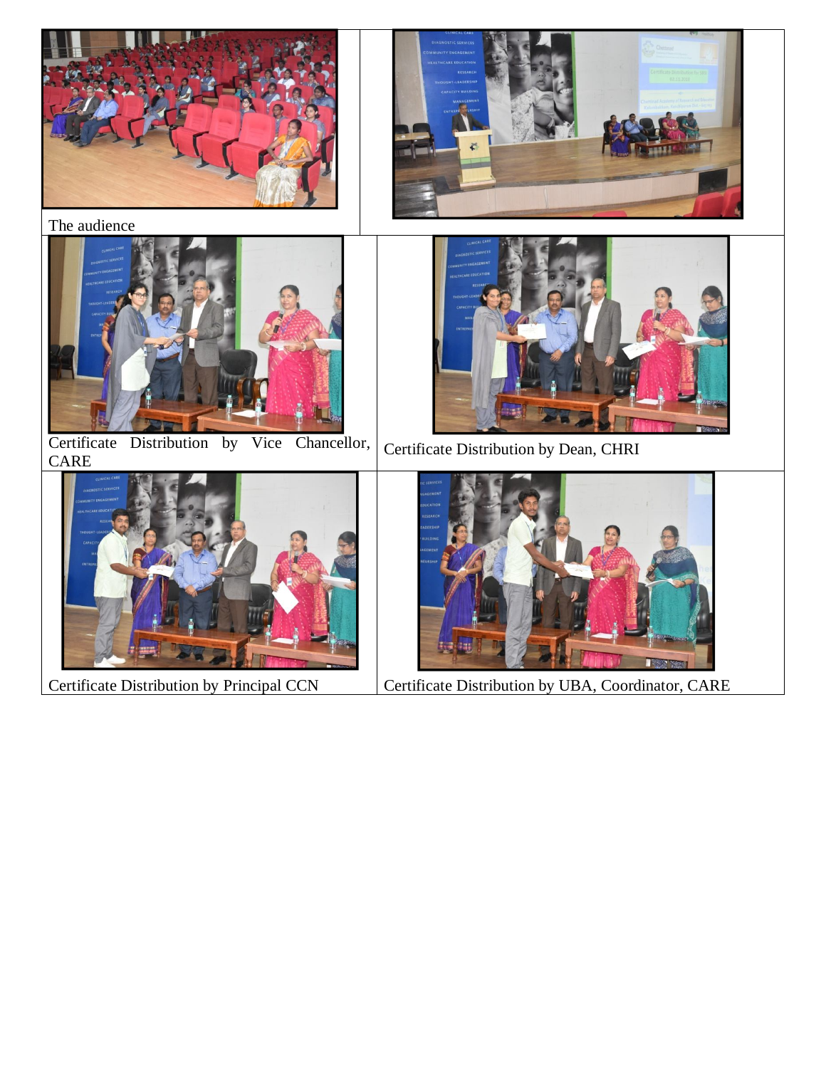| | |
|---|---|
| The audience | |
| Certificate Distribution by Vice Chancellor, CARE | Certificate Distribution by Dean, CHRI |
| Certificate Distribution by Principal CCN | Certificate Distribution by UBA, Coordinator, CARE |